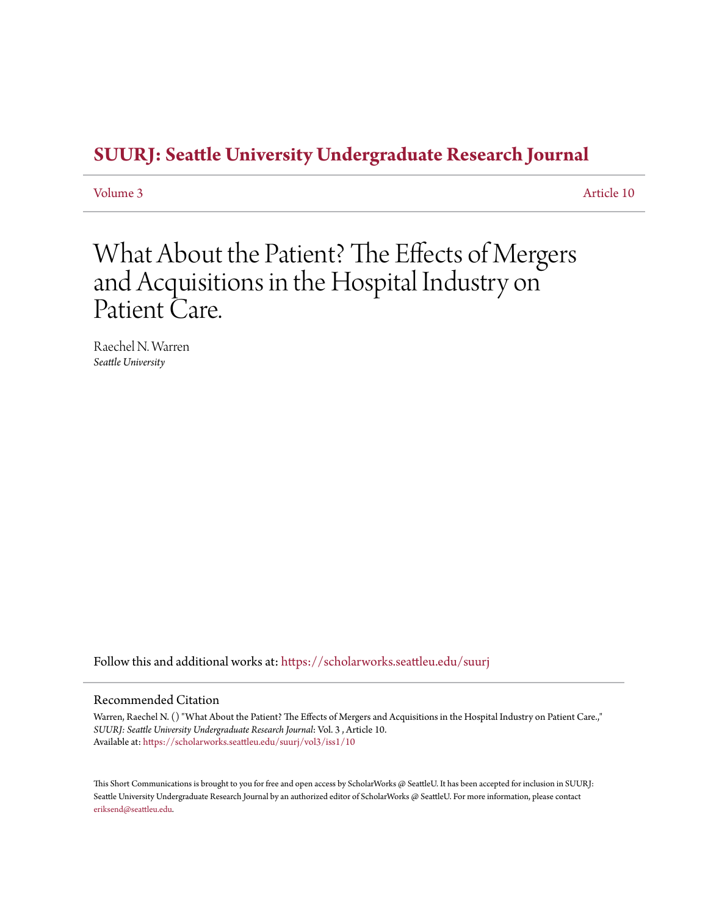# SUURJ: Seattle University Undergraduate Research Journal

Volume 3 Article 10

# What About the Patient? The Effects of Mergers and Acquisitions in the Hospital Industry on Patient Care.

Raechel N. Warren
*Seattle University*

Follow this and additional works at: https://scholarworks.seattleu.edu/suurj

## Recommended Citation

Warren, Raechel N. () "What About the Patient? The Effects of Mergers and Acquisitions in the Hospital Industry on Patient Care.," *SUURJ: Seattle University Undergraduate Research Journal*: Vol. 3 , Article 10.
Available at: https://scholarworks.seattleu.edu/suurj/vol3/iss1/10

This Short Communications is brought to you for free and open access by ScholarWorks @ SeattleU. It has been accepted for inclusion in SUURJ: Seattle University Undergraduate Research Journal by an authorized editor of ScholarWorks @ SeattleU. For more information, please contact eriksend@seattleu.edu.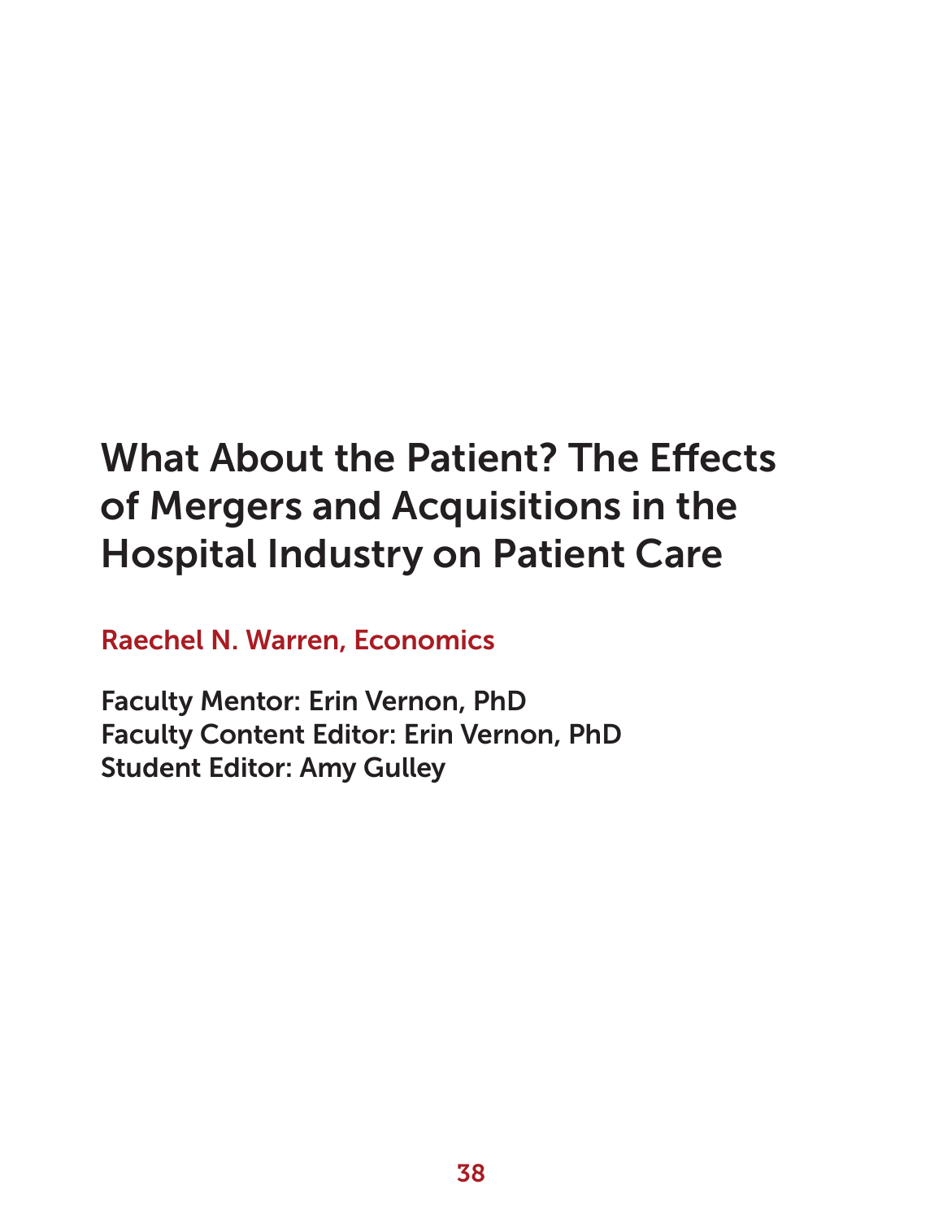# What About the Patient? The Effects of Mergers and Acquisitions in the Hospital Industry on Patient Care

Raechel N. Warren, Economics

Faculty Mentor: Erin Vernon, PhD
Faculty Content Editor: Erin Vernon, PhD
Student Editor: Amy Gulley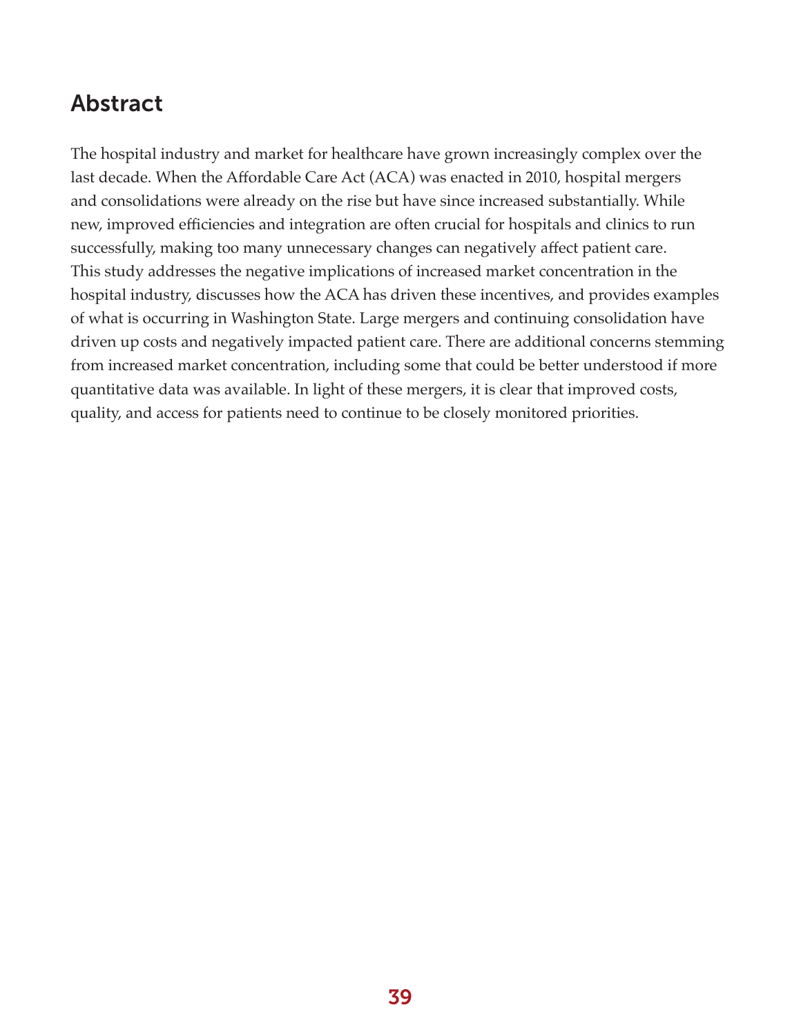## Abstract

The hospital industry and market for healthcare have grown increasingly complex over the last decade. When the Affordable Care Act (ACA) was enacted in 2010, hospital mergers and consolidations were already on the rise but have since increased substantially. While new, improved efficiencies and integration are often crucial for hospitals and clinics to run successfully, making too many unnecessary changes can negatively affect patient care. This study addresses the negative implications of increased market concentration in the hospital industry, discusses how the ACA has driven these incentives, and provides examples of what is occurring in Washington State. Large mergers and continuing consolidation have driven up costs and negatively impacted patient care. There are additional concerns stemming from increased market concentration, including some that could be better understood if more quantitative data was available. In light of these mergers, it is clear that improved costs, quality, and access for patients need to continue to be closely monitored priorities.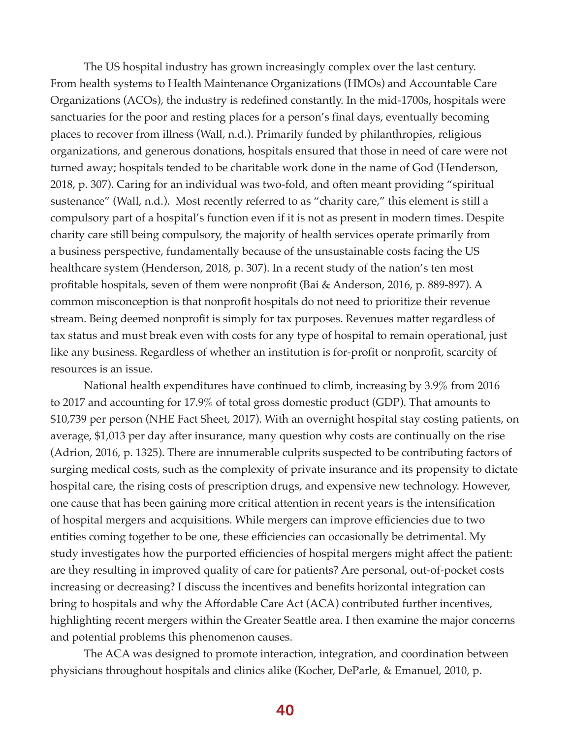The US hospital industry has grown increasingly complex over the last century. From health systems to Health Maintenance Organizations (HMOs) and Accountable Care Organizations (ACOs), the industry is redefined constantly. In the mid-1700s, hospitals were sanctuaries for the poor and resting places for a person's final days, eventually becoming places to recover from illness (Wall, n.d.). Primarily funded by philanthropies, religious organizations, and generous donations, hospitals ensured that those in need of care were not turned away; hospitals tended to be charitable work done in the name of God (Henderson, 2018, p. 307). Caring for an individual was two-fold, and often meant providing "spiritual sustenance" (Wall, n.d.). Most recently referred to as "charity care," this element is still a compulsory part of a hospital's function even if it is not as present in modern times. Despite charity care still being compulsory, the majority of health services operate primarily from a business perspective, fundamentally because of the unsustainable costs facing the US healthcare system (Henderson, 2018, p. 307). In a recent study of the nation's ten most profitable hospitals, seven of them were nonprofit (Bai & Anderson, 2016, p. 889-897). A common misconception is that nonprofit hospitals do not need to prioritize their revenue stream. Being deemed nonprofit is simply for tax purposes. Revenues matter regardless of tax status and must break even with costs for any type of hospital to remain operational, just like any business. Regardless of whether an institution is for-profit or nonprofit, scarcity of resources is an issue.

National health expenditures have continued to climb, increasing by 3.9% from 2016 to 2017 and accounting for 17.9% of total gross domestic product (GDP). That amounts to $10,739 per person (NHE Fact Sheet, 2017). With an overnight hospital stay costing patients, on average, $1,013 per day after insurance, many question why costs are continually on the rise (Adrion, 2016, p. 1325). There are innumerable culprits suspected to be contributing factors of surging medical costs, such as the complexity of private insurance and its propensity to dictate hospital care, the rising costs of prescription drugs, and expensive new technology. However, one cause that has been gaining more critical attention in recent years is the intensification of hospital mergers and acquisitions. While mergers can improve efficiencies due to two entities coming together to be one, these efficiencies can occasionally be detrimental. My study investigates how the purported efficiencies of hospital mergers might affect the patient: are they resulting in improved quality of care for patients? Are personal, out-of-pocket costs increasing or decreasing? I discuss the incentives and benefits horizontal integration can bring to hospitals and why the Affordable Care Act (ACA) contributed further incentives, highlighting recent mergers within the Greater Seattle area. I then examine the major concerns and potential problems this phenomenon causes.

The ACA was designed to promote interaction, integration, and coordination between physicians throughout hospitals and clinics alike (Kocher, DeParle, & Emanuel, 2010, p.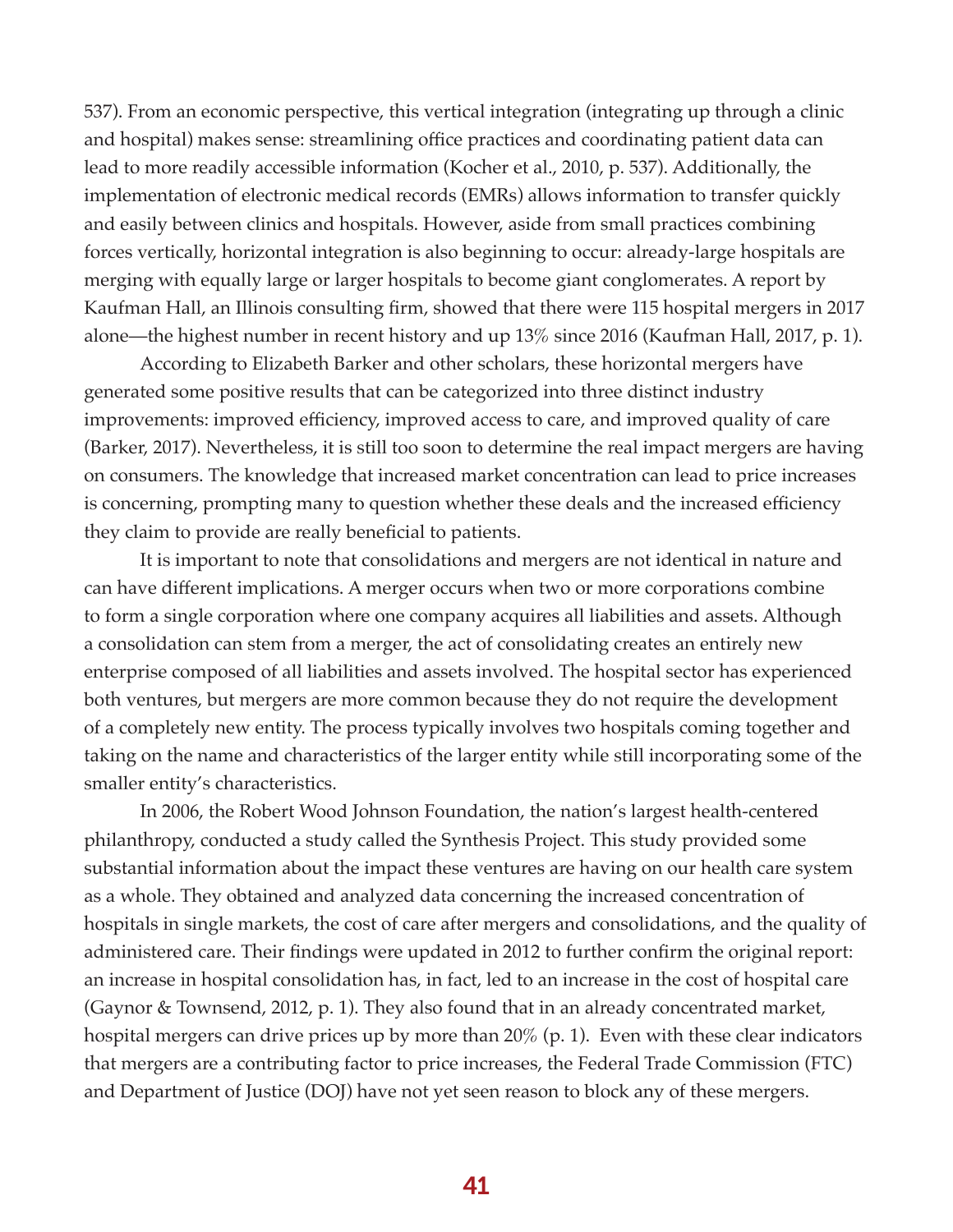537). From an economic perspective, this vertical integration (integrating up through a clinic and hospital) makes sense: streamlining office practices and coordinating patient data can lead to more readily accessible information (Kocher et al., 2010, p. 537). Additionally, the implementation of electronic medical records (EMRs) allows information to transfer quickly and easily between clinics and hospitals. However, aside from small practices combining forces vertically, horizontal integration is also beginning to occur: already-large hospitals are merging with equally large or larger hospitals to become giant conglomerates. A report by Kaufman Hall, an Illinois consulting firm, showed that there were 115 hospital mergers in 2017 alone—the highest number in recent history and up 13% since 2016 (Kaufman Hall, 2017, p. 1).

According to Elizabeth Barker and other scholars, these horizontal mergers have generated some positive results that can be categorized into three distinct industry improvements: improved efficiency, improved access to care, and improved quality of care (Barker, 2017). Nevertheless, it is still too soon to determine the real impact mergers are having on consumers. The knowledge that increased market concentration can lead to price increases is concerning, prompting many to question whether these deals and the increased efficiency they claim to provide are really beneficial to patients.

It is important to note that consolidations and mergers are not identical in nature and can have different implications. A merger occurs when two or more corporations combine to form a single corporation where one company acquires all liabilities and assets. Although a consolidation can stem from a merger, the act of consolidating creates an entirely new enterprise composed of all liabilities and assets involved. The hospital sector has experienced both ventures, but mergers are more common because they do not require the development of a completely new entity. The process typically involves two hospitals coming together and taking on the name and characteristics of the larger entity while still incorporating some of the smaller entity's characteristics.

In 2006, the Robert Wood Johnson Foundation, the nation's largest health-centered philanthropy, conducted a study called the Synthesis Project. This study provided some substantial information about the impact these ventures are having on our health care system as a whole. They obtained and analyzed data concerning the increased concentration of hospitals in single markets, the cost of care after mergers and consolidations, and the quality of administered care. Their findings were updated in 2012 to further confirm the original report: an increase in hospital consolidation has, in fact, led to an increase in the cost of hospital care (Gaynor & Townsend, 2012, p. 1). They also found that in an already concentrated market, hospital mergers can drive prices up by more than 20% (p. 1). Even with these clear indicators that mergers are a contributing factor to price increases, the Federal Trade Commission (FTC) and Department of Justice (DOJ) have not yet seen reason to block any of these mergers.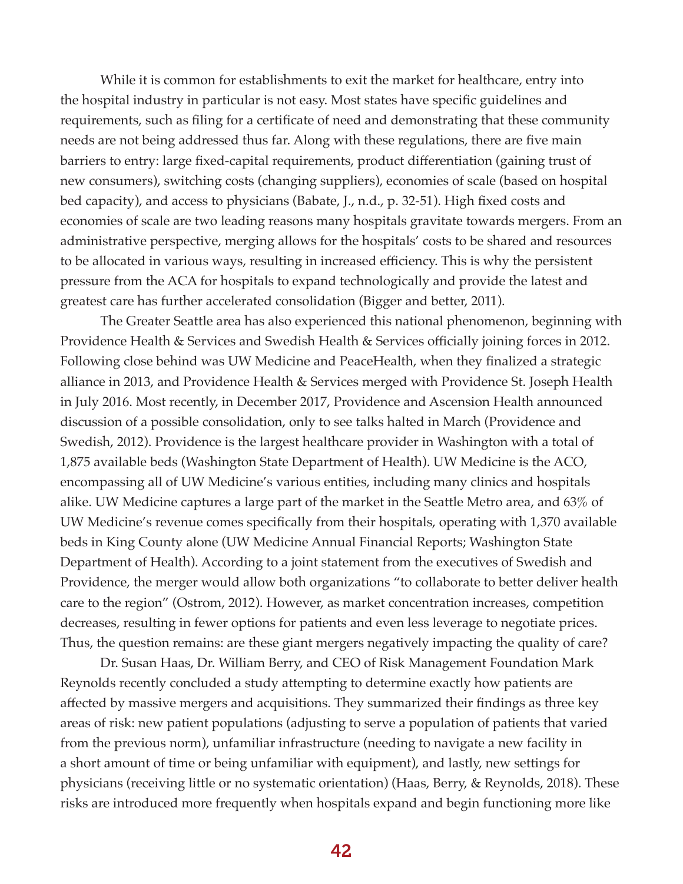While it is common for establishments to exit the market for healthcare, entry into the hospital industry in particular is not easy. Most states have specific guidelines and requirements, such as filing for a certificate of need and demonstrating that these community needs are not being addressed thus far. Along with these regulations, there are five main barriers to entry: large fixed-capital requirements, product differentiation (gaining trust of new consumers), switching costs (changing suppliers), economies of scale (based on hospital bed capacity), and access to physicians (Babate, J., n.d., p. 32-51). High fixed costs and economies of scale are two leading reasons many hospitals gravitate towards mergers. From an administrative perspective, merging allows for the hospitals' costs to be shared and resources to be allocated in various ways, resulting in increased efficiency. This is why the persistent pressure from the ACA for hospitals to expand technologically and provide the latest and greatest care has further accelerated consolidation (Bigger and better, 2011).

The Greater Seattle area has also experienced this national phenomenon, beginning with Providence Health & Services and Swedish Health & Services officially joining forces in 2012. Following close behind was UW Medicine and PeaceHealth, when they finalized a strategic alliance in 2013, and Providence Health & Services merged with Providence St. Joseph Health in July 2016. Most recently, in December 2017, Providence and Ascension Health announced discussion of a possible consolidation, only to see talks halted in March (Providence and Swedish, 2012). Providence is the largest healthcare provider in Washington with a total of 1,875 available beds (Washington State Department of Health). UW Medicine is the ACO, encompassing all of UW Medicine's various entities, including many clinics and hospitals alike. UW Medicine captures a large part of the market in the Seattle Metro area, and 63% of UW Medicine's revenue comes specifically from their hospitals, operating with 1,370 available beds in King County alone (UW Medicine Annual Financial Reports; Washington State Department of Health). According to a joint statement from the executives of Swedish and Providence, the merger would allow both organizations "to collaborate to better deliver health care to the region" (Ostrom, 2012). However, as market concentration increases, competition decreases, resulting in fewer options for patients and even less leverage to negotiate prices. Thus, the question remains: are these giant mergers negatively impacting the quality of care?

Dr. Susan Haas, Dr. William Berry, and CEO of Risk Management Foundation Mark Reynolds recently concluded a study attempting to determine exactly how patients are affected by massive mergers and acquisitions. They summarized their findings as three key areas of risk: new patient populations (adjusting to serve a population of patients that varied from the previous norm), unfamiliar infrastructure (needing to navigate a new facility in a short amount of time or being unfamiliar with equipment), and lastly, new settings for physicians (receiving little or no systematic orientation) (Haas, Berry, & Reynolds, 2018). These risks are introduced more frequently when hospitals expand and begin functioning more like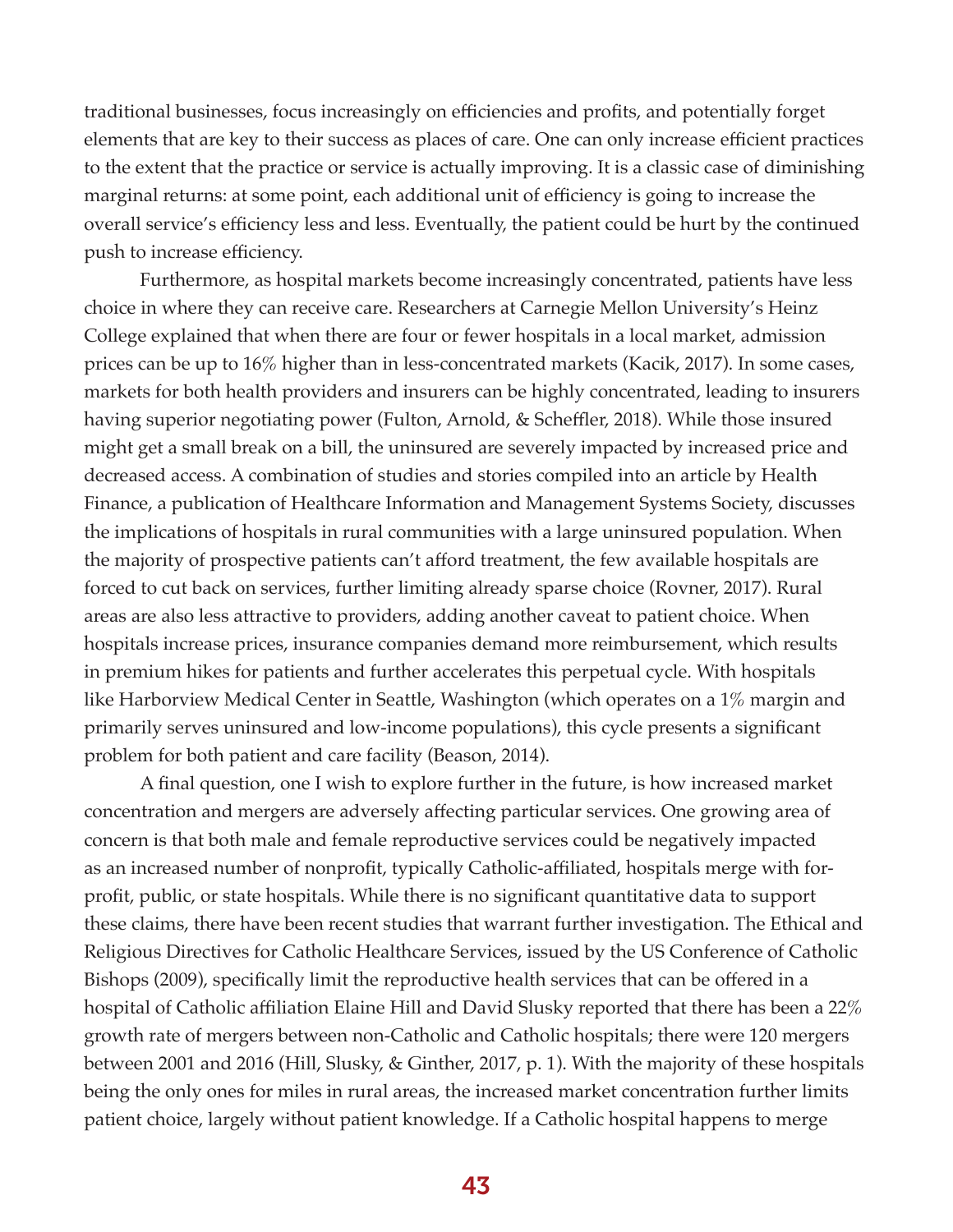traditional businesses, focus increasingly on efficiencies and profits, and potentially forget elements that are key to their success as places of care. One can only increase efficient practices to the extent that the practice or service is actually improving. It is a classic case of diminishing marginal returns: at some point, each additional unit of efficiency is going to increase the overall service's efficiency less and less. Eventually, the patient could be hurt by the continued push to increase efficiency.

Furthermore, as hospital markets become increasingly concentrated, patients have less choice in where they can receive care. Researchers at Carnegie Mellon University's Heinz College explained that when there are four or fewer hospitals in a local market, admission prices can be up to 16% higher than in less-concentrated markets (Kacik, 2017). In some cases, markets for both health providers and insurers can be highly concentrated, leading to insurers having superior negotiating power (Fulton, Arnold, & Scheffler, 2018). While those insured might get a small break on a bill, the uninsured are severely impacted by increased price and decreased access. A combination of studies and stories compiled into an article by Health Finance, a publication of Healthcare Information and Management Systems Society, discusses the implications of hospitals in rural communities with a large uninsured population. When the majority of prospective patients can't afford treatment, the few available hospitals are forced to cut back on services, further limiting already sparse choice (Rovner, 2017). Rural areas are also less attractive to providers, adding another caveat to patient choice. When hospitals increase prices, insurance companies demand more reimbursement, which results in premium hikes for patients and further accelerates this perpetual cycle. With hospitals like Harborview Medical Center in Seattle, Washington (which operates on a 1% margin and primarily serves uninsured and low-income populations), this cycle presents a significant problem for both patient and care facility (Beason, 2014).

A final question, one I wish to explore further in the future, is how increased market concentration and mergers are adversely affecting particular services. One growing area of concern is that both male and female reproductive services could be negatively impacted as an increased number of nonprofit, typically Catholic-affiliated, hospitals merge with for-profit, public, or state hospitals. While there is no significant quantitative data to support these claims, there have been recent studies that warrant further investigation. The Ethical and Religious Directives for Catholic Healthcare Services, issued by the US Conference of Catholic Bishops (2009), specifically limit the reproductive health services that can be offered in a hospital of Catholic affiliation Elaine Hill and David Slusky reported that there has been a 22% growth rate of mergers between non-Catholic and Catholic hospitals; there were 120 mergers between 2001 and 2016 (Hill, Slusky, & Ginther, 2017, p. 1). With the majority of these hospitals being the only ones for miles in rural areas, the increased market concentration further limits patient choice, largely without patient knowledge. If a Catholic hospital happens to merge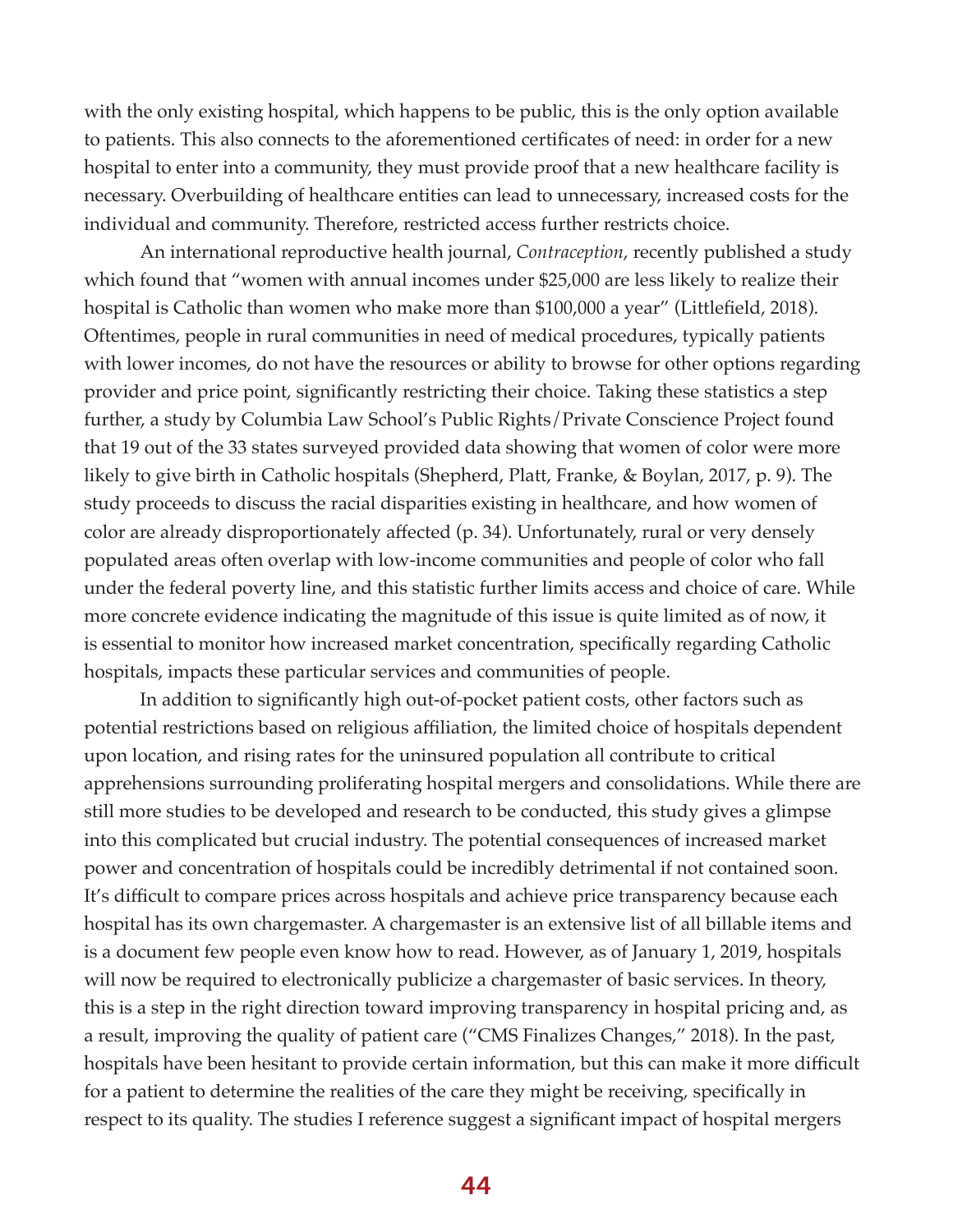with the only existing hospital, which happens to be public, this is the only option available to patients. This also connects to the aforementioned certificates of need: in order for a new hospital to enter into a community, they must provide proof that a new healthcare facility is necessary. Overbuilding of healthcare entities can lead to unnecessary, increased costs for the individual and community. Therefore, restricted access further restricts choice.

An international reproductive health journal, *Contraception*, recently published a study which found that "women with annual incomes under $25,000 are less likely to realize their hospital is Catholic than women who make more than $100,000 a year" (Littlefield, 2018). Oftentimes, people in rural communities in need of medical procedures, typically patients with lower incomes, do not have the resources or ability to browse for other options regarding provider and price point, significantly restricting their choice. Taking these statistics a step further, a study by Columbia Law School's Public Rights/Private Conscience Project found that 19 out of the 33 states surveyed provided data showing that women of color were more likely to give birth in Catholic hospitals (Shepherd, Platt, Franke, & Boylan, 2017, p. 9). The study proceeds to discuss the racial disparities existing in healthcare, and how women of color are already disproportionately affected (p. 34). Unfortunately, rural or very densely populated areas often overlap with low-income communities and people of color who fall under the federal poverty line, and this statistic further limits access and choice of care. While more concrete evidence indicating the magnitude of this issue is quite limited as of now, it is essential to monitor how increased market concentration, specifically regarding Catholic hospitals, impacts these particular services and communities of people.

In addition to significantly high out-of-pocket patient costs, other factors such as potential restrictions based on religious affiliation, the limited choice of hospitals dependent upon location, and rising rates for the uninsured population all contribute to critical apprehensions surrounding proliferating hospital mergers and consolidations. While there are still more studies to be developed and research to be conducted, this study gives a glimpse into this complicated but crucial industry. The potential consequences of increased market power and concentration of hospitals could be incredibly detrimental if not contained soon. It's difficult to compare prices across hospitals and achieve price transparency because each hospital has its own chargemaster. A chargemaster is an extensive list of all billable items and is a document few people even know how to read. However, as of January 1, 2019, hospitals will now be required to electronically publicize a chargemaster of basic services. In theory, this is a step in the right direction toward improving transparency in hospital pricing and, as a result, improving the quality of patient care ("CMS Finalizes Changes," 2018). In the past, hospitals have been hesitant to provide certain information, but this can make it more difficult for a patient to determine the realities of the care they might be receiving, specifically in respect to its quality. The studies I reference suggest a significant impact of hospital mergers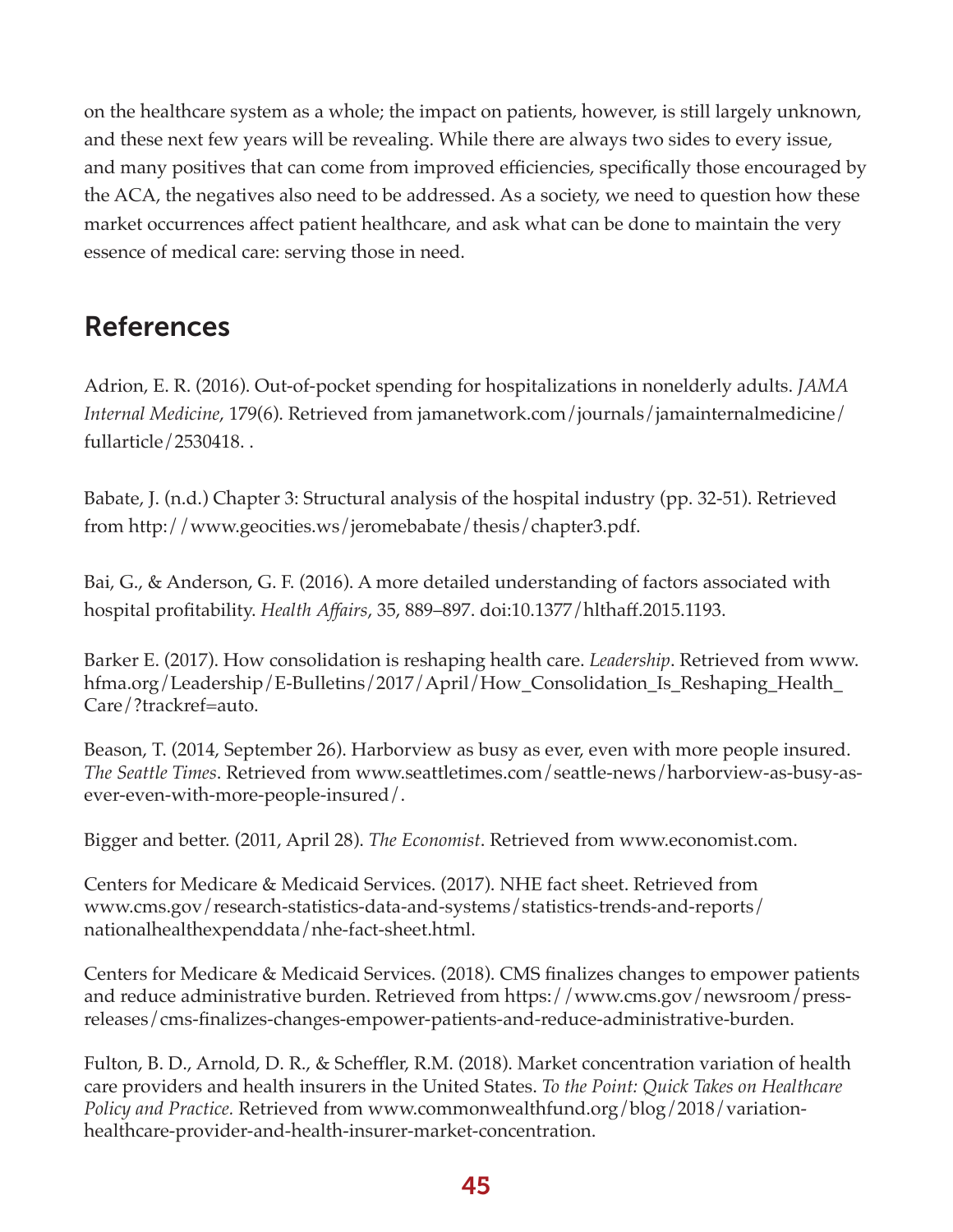on the healthcare system as a whole; the impact on patients, however, is still largely unknown, and these next few years will be revealing. While there are always two sides to every issue, and many positives that can come from improved efficiencies, specifically those encouraged by the ACA, the negatives also need to be addressed. As a society, we need to question how these market occurrences affect patient healthcare, and ask what can be done to maintain the very essence of medical care: serving those in need.

## References

Adrion, E. R. (2016). Out-of-pocket spending for hospitalizations in nonelderly adults. *JAMA Internal Medicine*, 179(6). Retrieved from jamanetwork.com/journals/jamainternalmedicine/fullarticle/2530418. .

Babate, J. (n.d.) Chapter 3: Structural analysis of the hospital industry (pp. 32-51). Retrieved from http://www.geocities.ws/jeromebabate/thesis/chapter3.pdf.

Bai, G., & Anderson, G. F. (2016). A more detailed understanding of factors associated with hospital profitability. *Health Affairs*, 35, 889–897. doi:10.1377/hlthaff.2015.1193.

Barker E. (2017). How consolidation is reshaping health care. *Leadership*. Retrieved from www.hfma.org/Leadership/E-Bulletins/2017/April/How_Consolidation_Is_Reshaping_Health_Care/?trackref=auto.

Beason, T. (2014, September 26). Harborview as busy as ever, even with more people insured. *The Seattle Times*. Retrieved from www.seattletimes.com/seattle-news/harborview-as-busy-as-ever-even-with-more-people-insured/.

Bigger and better. (2011, April 28). *The Economist*. Retrieved from www.economist.com.

Centers for Medicare & Medicaid Services. (2017). NHE fact sheet. Retrieved from www.cms.gov/research-statistics-data-and-systems/statistics-trends-and-reports/nationalhealthexpenddata/nhe-fact-sheet.html.

Centers for Medicare & Medicaid Services. (2018). CMS finalizes changes to empower patients and reduce administrative burden. Retrieved from https://www.cms.gov/newsroom/press-releases/cms-finalizes-changes-empower-patients-and-reduce-administrative-burden.

Fulton, B. D., Arnold, D. R., & Scheffler, R.M. (2018). Market concentration variation of health care providers and health insurers in the United States. *To the Point: Quick Takes on Healthcare Policy and Practice.* Retrieved from www.commonwealthfund.org/blog/2018/variation-healthcare-provider-and-health-insurer-market-concentration.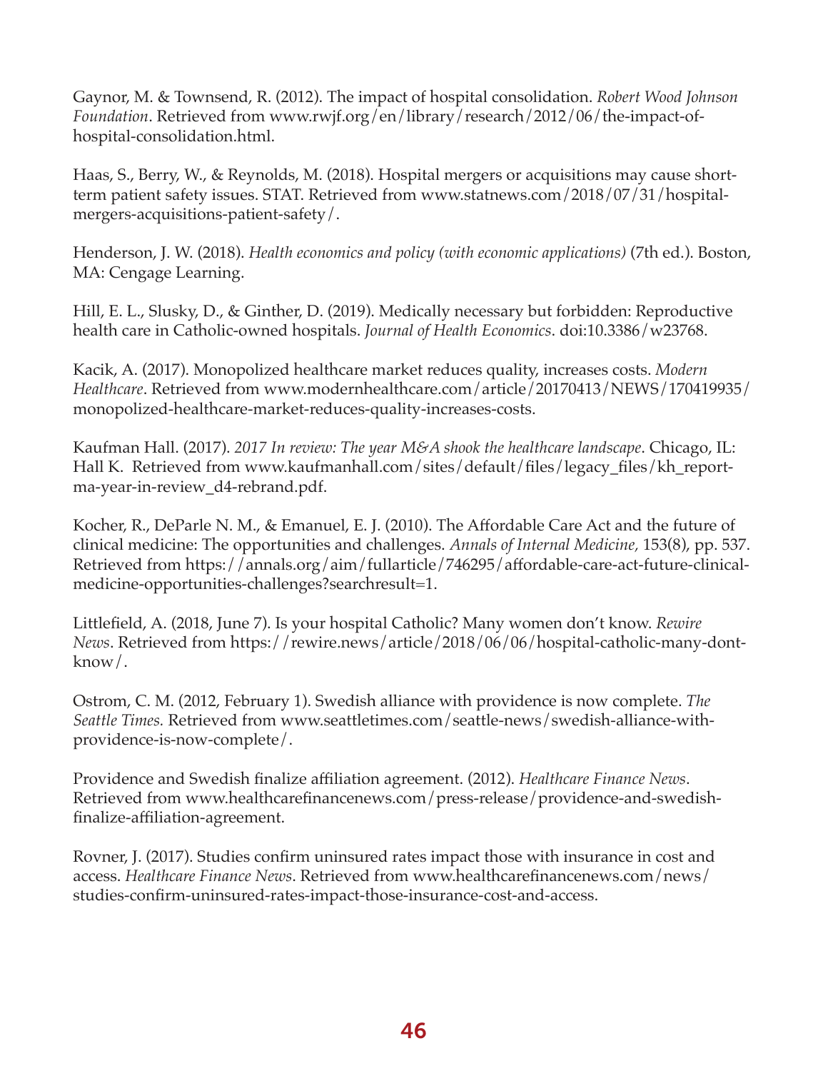Gaynor, M. & Townsend, R. (2012). The impact of hospital consolidation. *Robert Wood Johnson Foundation*. Retrieved from www.rwjf.org/en/library/research/2012/06/the-impact-of-hospital-consolidation.html.

Haas, S., Berry, W., & Reynolds, M. (2018). Hospital mergers or acquisitions may cause short-term patient safety issues. STAT. Retrieved from www.statnews.com/2018/07/31/hospital-mergers-acquisitions-patient-safety/.

Henderson, J. W. (2018). *Health economics and policy (with economic applications)* (7th ed.). Boston, MA: Cengage Learning.

Hill, E. L., Slusky, D., & Ginther, D. (2019). Medically necessary but forbidden: Reproductive health care in Catholic-owned hospitals. *Journal of Health Economics*. doi:10.3386/w23768.

Kacik, A. (2017). Monopolized healthcare market reduces quality, increases costs. *Modern Healthcare*. Retrieved from www.modernhealthcare.com/article/20170413/NEWS/170419935/monopolized-healthcare-market-reduces-quality-increases-costs.

Kaufman Hall. (2017). *2017 In review: The year M&A shook the healthcare landscape*. Chicago, IL: Hall K. Retrieved from www.kaufmanhall.com/sites/default/files/legacy_files/kh_report-ma-year-in-review_d4-rebrand.pdf.

Kocher, R., DeParle N. M., & Emanuel, E. J. (2010). The Affordable Care Act and the future of clinical medicine: The opportunities and challenges. *Annals of Internal Medicine,* 153(8), pp. 537. Retrieved from https://annals.org/aim/fullarticle/746295/affordable-care-act-future-clinical-medicine-opportunities-challenges?searchresult=1.

Littlefield, A. (2018, June 7). Is your hospital Catholic? Many women don't know. *Rewire News*. Retrieved from https://rewire.news/article/2018/06/06/hospital-catholic-many-dont-know/.

Ostrom, C. M. (2012, February 1). Swedish alliance with providence is now complete. *The Seattle Times.* Retrieved from www.seattletimes.com/seattle-news/swedish-alliance-with-providence-is-now-complete/.

Providence and Swedish finalize affiliation agreement. (2012). *Healthcare Finance News*. Retrieved from www.healthcarefinancenews.com/press-release/providence-and-swedish-finalize-affiliation-agreement.

Rovner, J. (2017). Studies confirm uninsured rates impact those with insurance in cost and access. *Healthcare Finance News*. Retrieved from www.healthcarefinancenews.com/news/studies-confirm-uninsured-rates-impact-those-insurance-cost-and-access.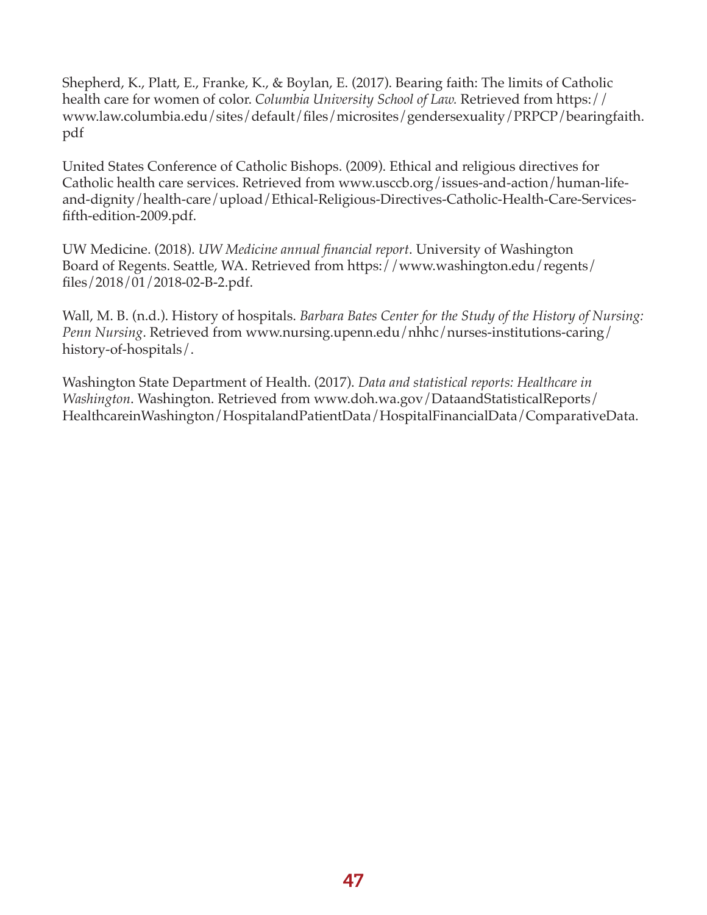Shepherd, K., Platt, E., Franke, K., & Boylan, E. (2017). Bearing faith: The limits of Catholic health care for women of color. *Columbia University School of Law.* Retrieved from https://www.law.columbia.edu/sites/default/files/microsites/gendersexuality/PRPCP/bearingfaith.pdf

United States Conference of Catholic Bishops. (2009). Ethical and religious directives for Catholic health care services. Retrieved from www.usccb.org/issues-and-action/human-life-and-dignity/health-care/upload/Ethical-Religious-Directives-Catholic-Health-Care-Services-fifth-edition-2009.pdf.

UW Medicine. (2018). *UW Medicine annual financial report*. University of Washington Board of Regents. Seattle, WA. Retrieved from https://www.washington.edu/regents/files/2018/01/2018-02-B-2.pdf.

Wall, M. B. (n.d.). History of hospitals. *Barbara Bates Center for the Study of the History of Nursing: Penn Nursing*. Retrieved from www.nursing.upenn.edu/nhhc/nurses-institutions-caring/history-of-hospitals/.

Washington State Department of Health. (2017). *Data and statistical reports: Healthcare in Washington*. Washington. Retrieved from www.doh.wa.gov/DataandStatisticalReports/HealthcareinWashington/HospitalandPatientData/HospitalFinancialData/ComparativeData.